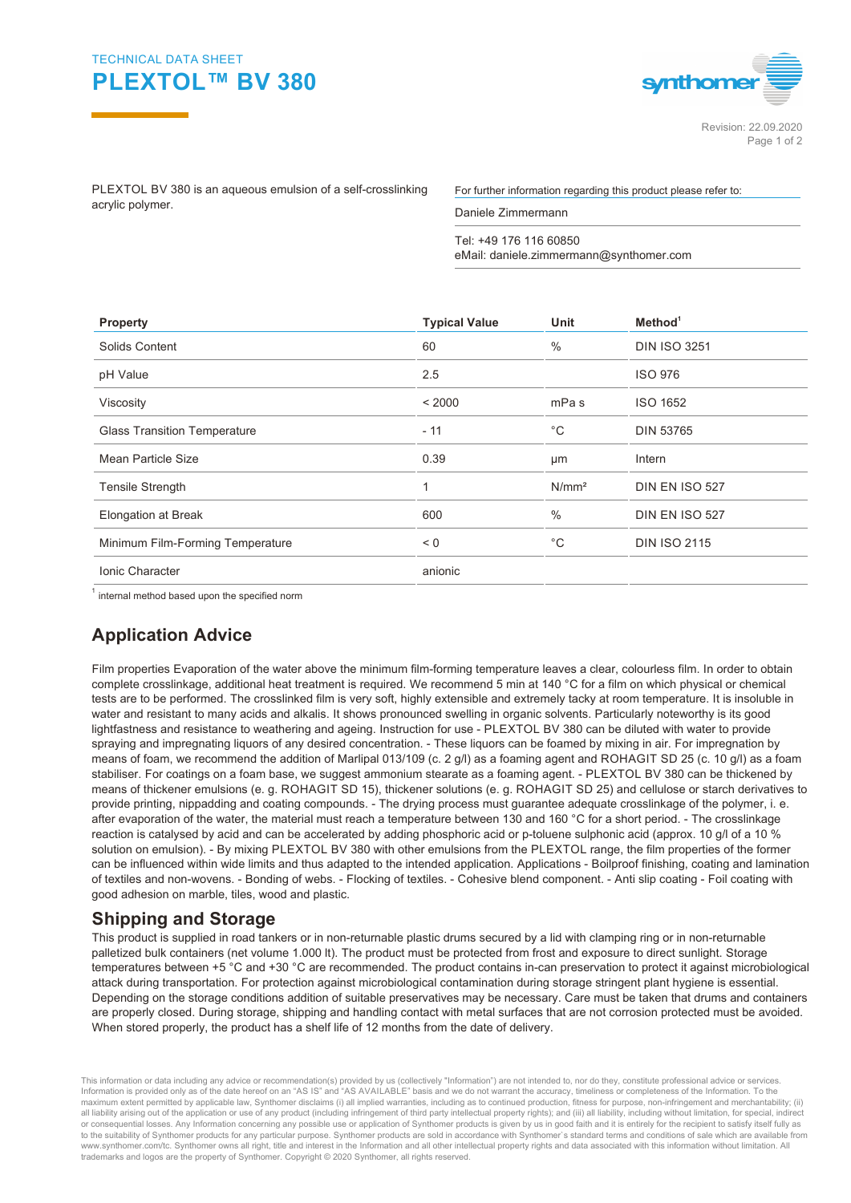TECHNICAL DATA SHEET

# PLEXTOL™ BV 380

Revision: 22.09.2020

PLEXTOL BV 380 is an aqueous emulsion of a self-crosslinking acrylic polymer.

For further information regarding this product please refer to:

Daniele Zimmermann

Tel: +49 176 116 60850
eMail: daniele.zimmermann@synthomer.com

| Property | Typical Value | Unit | Method[1] |
|---|---|---|---|
| Solids Content | 60 | % | DIN ISO 3251 |
| pH Value | 2.5 | | ISO 976 |
| Viscosity | < 2000 | mPa s | ISO 1652 |
| Glass Transition Temperature | - 11 | °C | DIN 53765 |
| Mean Particle Size | 0.39 | µm | Intern |
| Tensile Strength | 1 | N/mm² | DIN EN ISO 527 |
| Elongation at Break | 600 | % | DIN EN ISO 527 |
| Minimum Film-Forming Temperature | < 0 | °C | DIN ISO 2115 |
| Ionic Character | anionic | | |

[1] internal method based upon the specified norm

## Application Advice

Film properties Evaporation of the water above the minimum film-forming temperature leaves a clear, colourless film. In order to obtain complete crosslinkage, additional heat treatment is required. We recommend 5 min at 140 °C for a film on which physical or chemical tests are to be performed. The crosslinked film is very soft, highly extensible and extremely tacky at room temperature. It is insoluble in water and resistant to many acids and alkalis. It shows pronounced swelling in organic solvents. Particularly noteworthy is its good lightfastness and resistance to weathering and ageing. Instruction for use - PLEXTOL BV 380 can be diluted with water to provide spraying and impregnating liquors of any desired concentration. - These liquors can be foamed by mixing in air. For impregnation by means of foam, we recommend the addition of Marlipal 013/109 (c. 2 g/l) as a foaming agent and ROHAGIT SD 25 (c. 10 g/l) as a foam stabiliser. For coatings on a foam base, we suggest ammonium stearate as a foaming agent. - PLEXTOL BV 380 can be thickened by means of thickener emulsions (e. g. ROHAGIT SD 15), thickener solutions (e. g. ROHAGIT SD 25) and cellulose or starch derivatives to provide printing, nippadding and coating compounds. - The drying process must guarantee adequate crosslinkage of the polymer, i. e. after evaporation of the water, the material must reach a temperature between 130 and 160 °C for a short period. - The crosslinkage reaction is catalysed by acid and can be accelerated by adding phosphoric acid or p-toluene sulphonic acid (approx. 10 g/l of a 10 % solution on emulsion). - By mixing PLEXTOL BV 380 with other emulsions from the PLEXTOL range, the film properties of the former can be influenced within wide limits and thus adapted to the intended application. Applications - Boilproof finishing, coating and lamination of textiles and non-wovens. - Bonding of webs. - Flocking of textiles. - Cohesive blend component. - Anti slip coating - Foil coating with good adhesion on marble, tiles, wood and plastic.

## Shipping and Storage

This product is supplied in road tankers or in non-returnable plastic drums secured by a lid with clamping ring or in non-returnable palletized bulk containers (net volume 1.000 lt). The product must be protected from frost and exposure to direct sunlight. Storage temperatures between +5 °C and +30 °C are recommended. The product contains in-can preservation to protect it against microbiological attack during transportation. For protection against microbiological contamination during storage stringent plant hygiene is essential. Depending on the storage conditions addition of suitable preservatives may be necessary. Care must be taken that drums and containers are properly closed. During storage, shipping and handling contact with metal surfaces that are not corrosion protected must be avoided. When stored properly, the product has a shelf life of 12 months from the date of delivery.

This information or data including any advice or recommendation(s) provided by us (collectively "Information") are not intended to, nor do they, constitute professional advice or services. Information is provided only as of the date hereof on an "AS IS" and "AS AVAILABLE" basis and we do not warrant the accuracy, timeliness or completeness of the Information. To the maximum extent permitted by applicable law, Synthomer disclaims (i) all implied warranties, including as to continued production, fitness for purpose, non-infringement and merchantability; (ii) all liability arising out of the application or use of any product (including infringement of third party intellectual property rights); and (iii) all liability, including without limitation, for special, indirect or consequential losses. Any Information concerning any possible use or application of Synthomer products is given by us in good faith and it is entirely for the recipient to satisfy itself fully as to the suitability of Synthomer products for any particular purpose. Synthomer products are sold in accordance with Synthomer´s standard terms and conditions of sale which are available from www.synthomer.com/tc. Synthomer owns all right, title and interest in the Information and all other intellectual property rights and data associated with this information without limitation. All trademarks and logos are the property of Synthomer. Copyright © 2020 Synthomer, all rights reserved.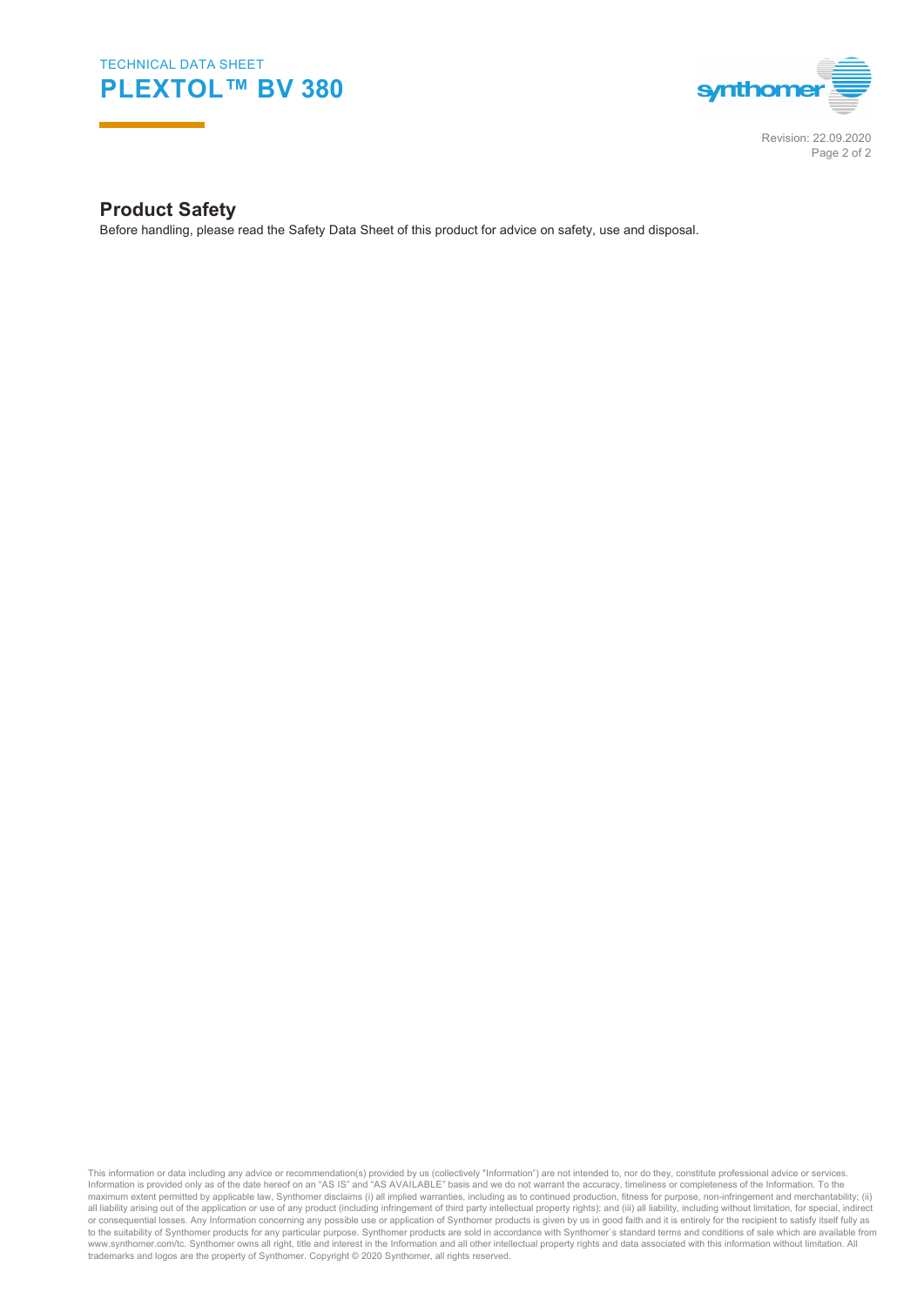## Product Safety

Before handling, please read the Safety Data Sheet of this product for advice on safety, use and disposal.

This information or data including any advice or recommendation(s) provided by us (collectively "Information") are not intended to, nor do they, constitute professional advice or services. Information is provided only as of the date hereof on an "AS IS" and "AS AVAILABLE" basis and we do not warrant the accuracy, timeliness or completeness of the Information. To the maximum extent permitted by applicable law, Synthomer disclaims (i) all implied warranties, including as to continued production, fitness for purpose, non-infringement and merchantability; (ii) all liability arising out of the application or use of any product (including infringement of third party intellectual property rights); and (iii) all liability, including without limitation, for special, indirect or consequential losses. Any Information concerning any possible use or application of Synthomer products is given by us in good faith and it is entirely for the recipient to satisfy itself fully as to the suitability of Synthomer products for any particular purpose. Synthomer products are sold in accordance with Synthomer´s standard terms and conditions of sale which are available from www.synthomer.com/tc. Synthomer owns all right, title and interest in the Information and all other intellectual property rights and data associated with this information without limitation. All trademarks and logos are the property of Synthomer. Copyright © 2020 Synthomer, all rights reserved.